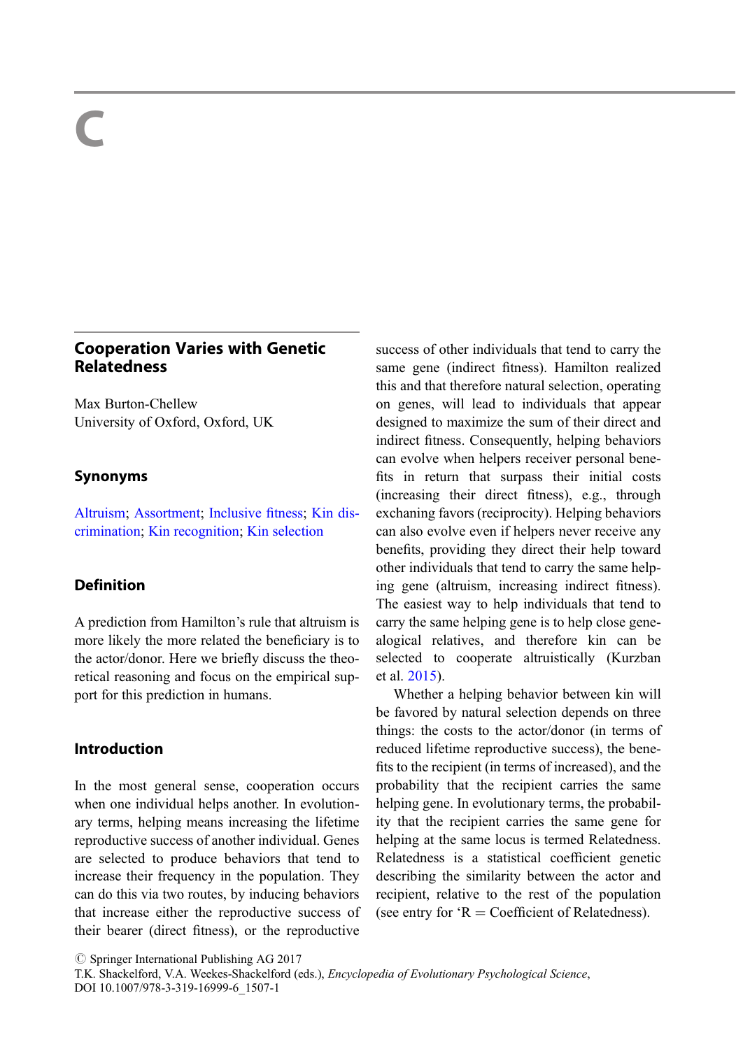# C

## Cooperation Varies with Genetic Relatedness

Max Burton-Chellew
University of Oxford, Oxford, UK

### Synonyms

Altruism; Assortment; Inclusive fitness; Kin discrimination; Kin recognition; Kin selection

### Definition

A prediction from Hamilton's rule that altruism is more likely the more related the beneficiary is to the actor/donor. Here we briefly discuss the theoretical reasoning and focus on the empirical support for this prediction in humans.

### Introduction

In the most general sense, cooperation occurs when one individual helps another. In evolutionary terms, helping means increasing the lifetime reproductive success of another individual. Genes are selected to produce behaviors that tend to increase their frequency in the population. They can do this via two routes, by inducing behaviors that increase either the reproductive success of their bearer (direct fitness), or the reproductive success of other individuals that tend to carry the same gene (indirect fitness). Hamilton realized this and that therefore natural selection, operating on genes, will lead to individuals that appear designed to maximize the sum of their direct and indirect fitness. Consequently, helping behaviors can evolve when helpers receiver personal benefits in return that surpass their initial costs (increasing their direct fitness), e.g., through exchanging favors (reciprocity). Helping behaviors can also evolve even if helpers never receive any benefits, providing they direct their help toward other individuals that tend to carry the same helping gene (altruism, increasing indirect fitness). The easiest way to help individuals that tend to carry the same helping gene is to help close genealogical relatives, and therefore kin can be selected to cooperate altruistically (Kurzban et al. 2015).

Whether a helping behavior between kin will be favored by natural selection depends on three things: the costs to the actor/donor (in terms of reduced lifetime reproductive success), the benefits to the recipient (in terms of increased), and the probability that the recipient carries the same helping gene. In evolutionary terms, the probability that the recipient carries the same gene for helping at the same locus is termed Relatedness. Relatedness is a statistical coefficient genetic describing the similarity between the actor and recipient, relative to the rest of the population (see entry for 'R = Coefficient of Relatedness).

© Springer International Publishing AG 2017
T.K. Shackelford, V.A. Weekes-Shackelford (eds.), *Encyclopedia of Evolutionary Psychological Science*,
DOI 10.1007/978-3-319-16999-6_1507-1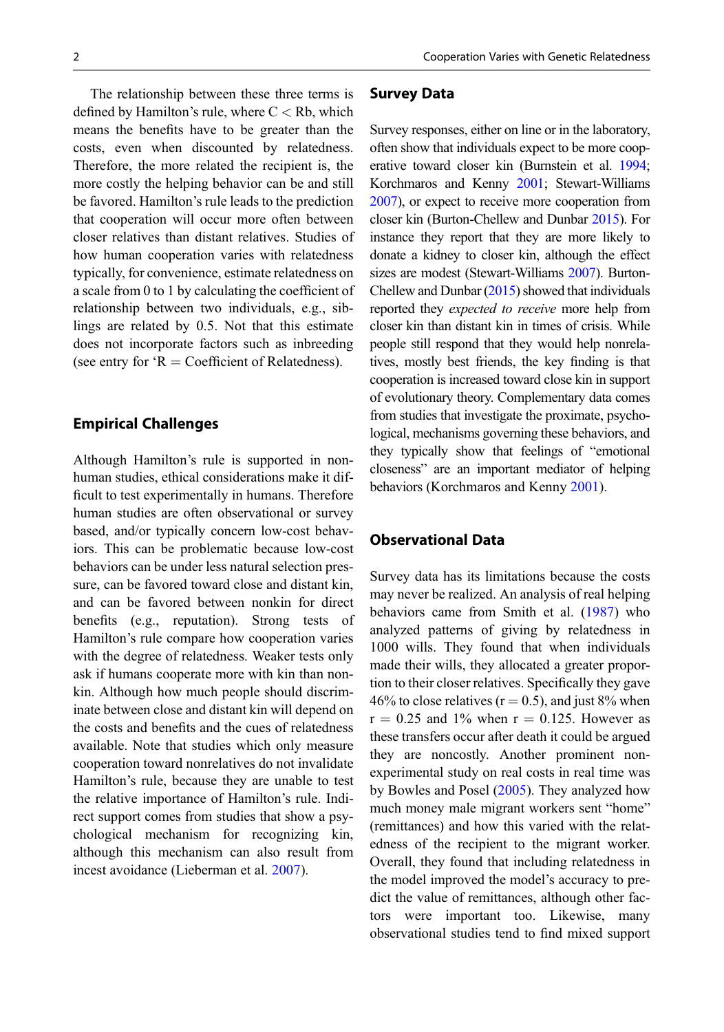The relationship between these three terms is defined by Hamilton's rule, where $C < Rb$, which means the benefits have to be greater than the costs, even when discounted by relatedness. Therefore, the more related the recipient is, the more costly the helping behavior can be and still be favored. Hamilton's rule leads to the prediction that cooperation will occur more often between closer relatives than distant relatives. Studies of how human cooperation varies with relatedness typically, for convenience, estimate relatedness on a scale from 0 to 1 by calculating the coefficient of relationship between two individuals, e.g., siblings are related by 0.5. Not that this estimate does not incorporate factors such as inbreeding (see entry for 'R = Coefficient of Relatedness).

## Empirical Challenges

Although Hamilton's rule is supported in nonhuman studies, ethical considerations make it difficult to test experimentally in humans. Therefore human studies are often observational or survey based, and/or typically concern low-cost behaviors. This can be problematic because low-cost behaviors can be under less natural selection pressure, can be favored toward close and distant kin, and can be favored between nonkin for direct benefits (e.g., reputation). Strong tests of Hamilton's rule compare how cooperation varies with the degree of relatedness. Weaker tests only ask if humans cooperate more with kin than nonkin. Although how much people should discriminate between close and distant kin will depend on the costs and benefits and the cues of relatedness available. Note that studies which only measure cooperation toward nonrelatives do not invalidate Hamilton's rule, because they are unable to test the relative importance of Hamilton's rule. Indirect support comes from studies that show a psychological mechanism for recognizing kin, although this mechanism can also result from incest avoidance (Lieberman et al. 2007).

## Survey Data

Survey responses, either on line or in the laboratory, often show that individuals expect to be more cooperative toward closer kin (Burnstein et al. 1994; Korchmaros and Kenny 2001; Stewart-Williams 2007), or expect to receive more cooperation from closer kin (Burton-Chellew and Dunbar 2015). For instance they report that they are more likely to donate a kidney to closer kin, although the effect sizes are modest (Stewart-Williams 2007). Burton-Chellew and Dunbar (2015) showed that individuals reported they *expected to receive* more help from closer kin than distant kin in times of crisis. While people still respond that they would help nonrelatives, mostly best friends, the key finding is that cooperation is increased toward close kin in support of evolutionary theory. Complementary data comes from studies that investigate the proximate, psychological, mechanisms governing these behaviors, and they typically show that feelings of "emotional closeness" are an important mediator of helping behaviors (Korchmaros and Kenny 2001).

## Observational Data

Survey data has its limitations because the costs may never be realized. An analysis of real helping behaviors came from Smith et al. (1987) who analyzed patterns of giving by relatedness in 1000 wills. They found that when individuals made their wills, they allocated a greater proportion to their closer relatives. Specifically they gave 46% to close relatives ($r = 0.5$), and just 8% when $r = 0.25$ and 1% when $r = 0.125$. However as these transfers occur after death it could be argued they are noncostly. Another prominent nonexperimental study on real costs in real time was by Bowles and Posel (2005). They analyzed how much money male migrant workers sent "home" (remittances) and how this varied with the relatedness of the recipient to the migrant worker. Overall, they found that including relatedness in the model improved the model's accuracy to predict the value of remittances, although other factors were important too. Likewise, many observational studies tend to find mixed support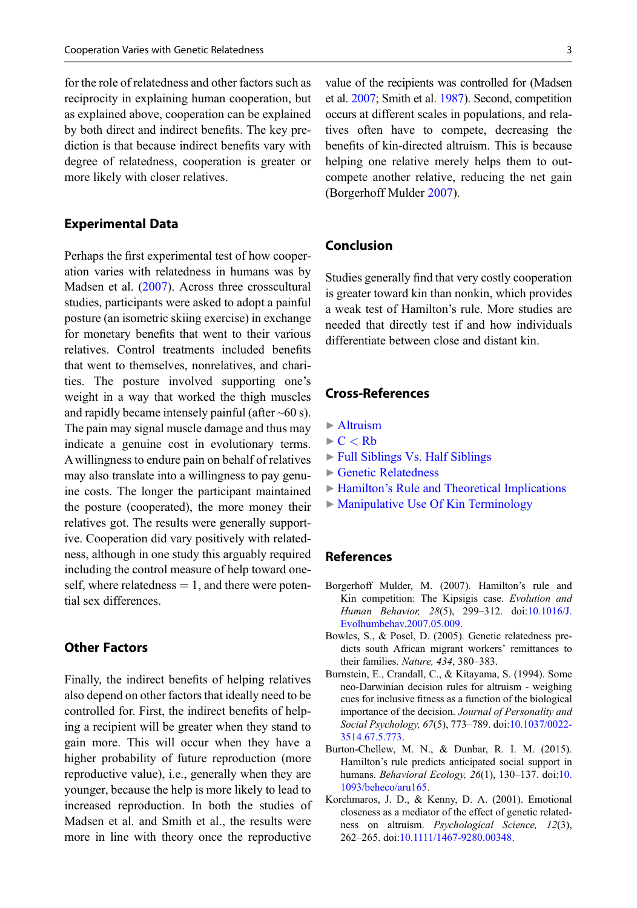for the role of relatedness and other factors such as reciprocity in explaining human cooperation, but as explained above, cooperation can be explained by both direct and indirect benefits. The key prediction is that because indirect benefits vary with degree of relatedness, cooperation is greater or more likely with closer relatives.

## Experimental Data

Perhaps the first experimental test of how cooperation varies with relatedness in humans was by Madsen et al. (2007). Across three crosscultural studies, participants were asked to adopt a painful posture (an isometric skiing exercise) in exchange for monetary benefits that went to their various relatives. Control treatments included benefits that went to themselves, nonrelatives, and charities. The posture involved supporting one's weight in a way that worked the thigh muscles and rapidly became intensely painful (after ~60 s). The pain may signal muscle damage and thus may indicate a genuine cost in evolutionary terms. A willingness to endure pain on behalf of relatives may also translate into a willingness to pay genuine costs. The longer the participant maintained the posture (cooperated), the more money their relatives got. The results were generally supportive. Cooperation did vary positively with relatedness, although in one study this arguably required including the control measure of help toward oneself, where relatedness = 1, and there were potential sex differences.

## Other Factors

Finally, the indirect benefits of helping relatives also depend on other factors that ideally need to be controlled for. First, the indirect benefits of helping a recipient will be greater when they stand to gain more. This will occur when they have a higher probability of future reproduction (more reproductive value), i.e., generally when they are younger, because the help is more likely to lead to increased reproduction. In both the studies of Madsen et al. and Smith et al., the results were more in line with theory once the reproductive value of the recipients was controlled for (Madsen et al. 2007; Smith et al. 1987). Second, competition occurs at different scales in populations, and relatives often have to compete, decreasing the benefits of kin-directed altruism. This is because helping one relative merely helps them to outcompete another relative, reducing the net gain (Borgerhoff Mulder 2007).

## Conclusion

Studies generally find that very costly cooperation is greater toward kin than nonkin, which provides a weak test of Hamilton's rule. More studies are needed that directly test if and how individuals differentiate between close and distant kin.

## Cross-References

- ► Altruism
- ► C < Rb
- ► Full Siblings Vs. Half Siblings
- ► Genetic Relatedness
- ► Hamilton's Rule and Theoretical Implications
- ► Manipulative Use Of Kin Terminology

## References

Borgerhoff Mulder, M. (2007). Hamilton's rule and Kin competition: The Kipsigis case. *Evolution and Human Behavior, 28*(5), 299–312. doi:10.1016/J.Evolhumbehav.2007.05.009.

Bowles, S., & Posel, D. (2005). Genetic relatedness predicts south African migrant workers' remittances to their families. *Nature, 434*, 380–383.

Burnstein, E., Crandall, C., & Kitayama, S. (1994). Some neo-Darwinian decision rules for altruism - weighing cues for inclusive fitness as a function of the biological importance of the decision. *Journal of Personality and Social Psychology, 67*(5), 773–789. doi:10.1037/0022-3514.67.5.773.

Burton-Chellew, M. N., & Dunbar, R. I. M. (2015). Hamilton's rule predicts anticipated social support in humans. *Behavioral Ecology, 26*(1), 130–137. doi:10.1093/beheco/aru165.

Korchmaros, J. D., & Kenny, D. A. (2001). Emotional closeness as a mediator of the effect of genetic relatedness on altruism. *Psychological Science, 12*(3), 262–265. doi:10.1111/1467-9280.00348.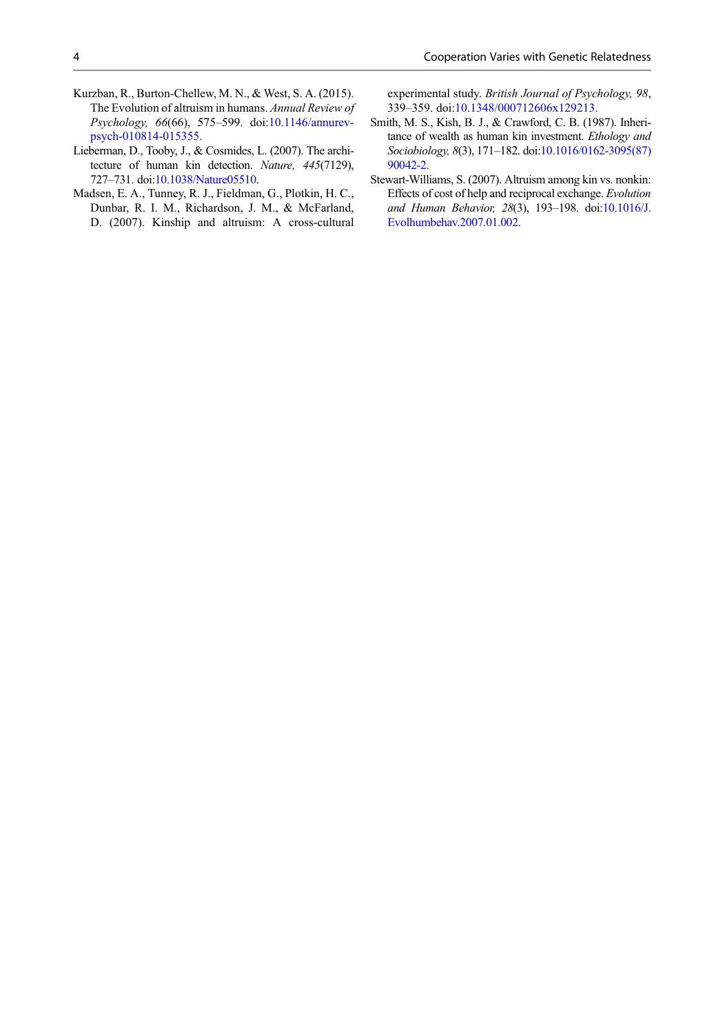Kurzban, R., Burton-Chellew, M. N., & West, S. A. (2015). The Evolution of altruism in humans. *Annual Review of Psychology, 66*(66), 575–599. doi:10.1146/annurev-psych-010814-015355.

Lieberman, D., Tooby, J., & Cosmides, L. (2007). The architecture of human kin detection. *Nature, 445*(7129), 727–731. doi:10.1038/Nature05510.

Madsen, E. A., Tunney, R. J., Fieldman, G., Plotkin, H. C., Dunbar, R. I. M., Richardson, J. M., & McFarland, D. (2007). Kinship and altruism: A cross-cultural experimental study. *British Journal of Psychology, 98*, 339–359. doi:10.1348/000712606x129213.

Smith, M. S., Kish, B. J., & Crawford, C. B. (1987). Inheritance of wealth as human kin investment. *Ethology and Sociobiology, 8*(3), 171–182. doi:10.1016/0162-3095(87)90042-2.

Stewart-Williams, S. (2007). Altruism among kin vs. nonkin: Effects of cost of help and reciprocal exchange. *Evolution and Human Behavior, 28*(3), 193–198. doi:10.1016/J.Evolhumbehav.2007.01.002.